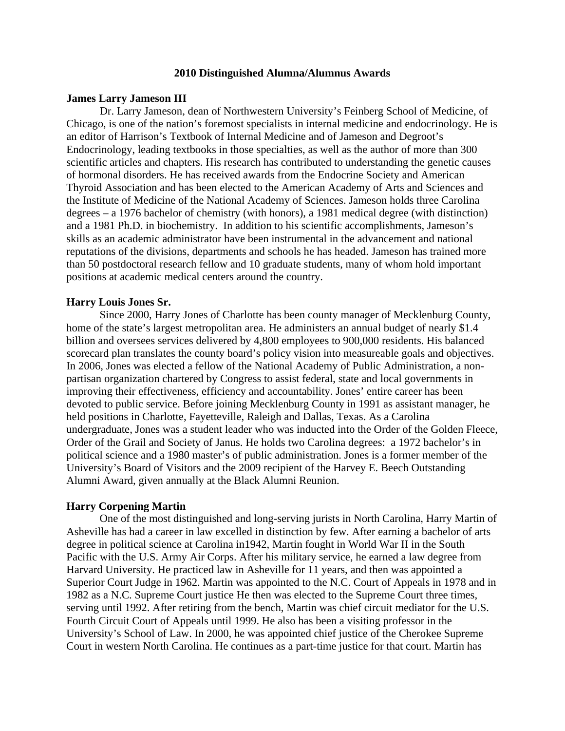# 2010 Distinguished Alumna/Alumnus Awards

**James Larry Jameson III**

Dr. Larry Jameson, dean of Northwestern University's Feinberg School of Medicine, of Chicago, is one of the nation's foremost specialists in internal medicine and endocrinology. He is an editor of Harrison's Textbook of Internal Medicine and of Jameson and Degroot's Endocrinology, leading textbooks in those specialties, as well as the author of more than 300 scientific articles and chapters. His research has contributed to understanding the genetic causes of hormonal disorders. He has received awards from the Endocrine Society and American Thyroid Association and has been elected to the American Academy of Arts and Sciences and the Institute of Medicine of the National Academy of Sciences. Jameson holds three Carolina degrees – a 1976 bachelor of chemistry (with honors), a 1981 medical degree (with distinction) and a 1981 Ph.D. in biochemistry. In addition to his scientific accomplishments, Jameson's skills as an academic administrator have been instrumental in the advancement and national reputations of the divisions, departments and schools he has headed. Jameson has trained more than 50 postdoctoral research fellow and 10 graduate students, many of whom hold important positions at academic medical centers around the country.

**Harry Louis Jones Sr.**

Since 2000, Harry Jones of Charlotte has been county manager of Mecklenburg County, home of the state's largest metropolitan area. He administers an annual budget of nearly $1.4 billion and oversees services delivered by 4,800 employees to 900,000 residents. His balanced scorecard plan translates the county board's policy vision into measureable goals and objectives. In 2006, Jones was elected a fellow of the National Academy of Public Administration, a non-partisan organization chartered by Congress to assist federal, state and local governments in improving their effectiveness, efficiency and accountability. Jones' entire career has been devoted to public service. Before joining Mecklenburg County in 1991 as assistant manager, he held positions in Charlotte, Fayetteville, Raleigh and Dallas, Texas. As a Carolina undergraduate, Jones was a student leader who was inducted into the Order of the Golden Fleece, Order of the Grail and Society of Janus. He holds two Carolina degrees: a 1972 bachelor's in political science and a 1980 master's of public administration. Jones is a former member of the University's Board of Visitors and the 2009 recipient of the Harvey E. Beech Outstanding Alumni Award, given annually at the Black Alumni Reunion.

**Harry Corpening Martin**

One of the most distinguished and long-serving jurists in North Carolina, Harry Martin of Asheville has had a career in law excelled in distinction by few. After earning a bachelor of arts degree in political science at Carolina in1942, Martin fought in World War II in the South Pacific with the U.S. Army Air Corps. After his military service, he earned a law degree from Harvard University. He practiced law in Asheville for 11 years, and then was appointed a Superior Court Judge in 1962. Martin was appointed to the N.C. Court of Appeals in 1978 and in 1982 as a N.C. Supreme Court justice He then was elected to the Supreme Court three times, serving until 1992. After retiring from the bench, Martin was chief circuit mediator for the U.S. Fourth Circuit Court of Appeals until 1999. He also has been a visiting professor in the University's School of Law. In 2000, he was appointed chief justice of the Cherokee Supreme Court in western North Carolina. He continues as a part-time justice for that court. Martin has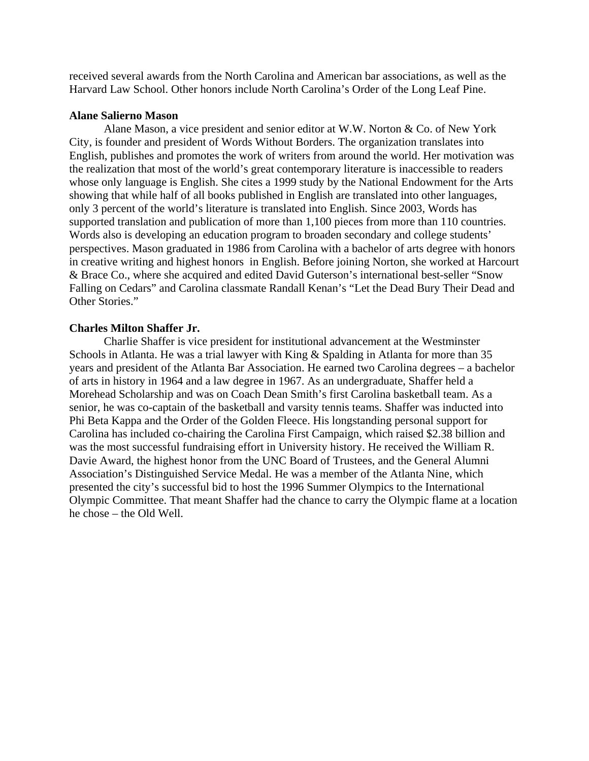received several awards from the North Carolina and American bar associations, as well as the Harvard Law School. Other honors include North Carolina's Order of the Long Leaf Pine.

**Alane Salierno Mason**

Alane Mason, a vice president and senior editor at W.W. Norton & Co. of New York City, is founder and president of Words Without Borders. The organization translates into English, publishes and promotes the work of writers from around the world. Her motivation was the realization that most of the world's great contemporary literature is inaccessible to readers whose only language is English. She cites a 1999 study by the National Endowment for the Arts showing that while half of all books published in English are translated into other languages, only 3 percent of the world's literature is translated into English. Since 2003, Words has supported translation and publication of more than 1,100 pieces from more than 110 countries. Words also is developing an education program to broaden secondary and college students' perspectives. Mason graduated in 1986 from Carolina with a bachelor of arts degree with honors in creative writing and highest honors in English. Before joining Norton, she worked at Harcourt & Brace Co., where she acquired and edited David Guterson's international best-seller "Snow Falling on Cedars" and Carolina classmate Randall Kenan's "Let the Dead Bury Their Dead and Other Stories."

**Charles Milton Shaffer Jr.**

Charlie Shaffer is vice president for institutional advancement at the Westminster Schools in Atlanta. He was a trial lawyer with King & Spalding in Atlanta for more than 35 years and president of the Atlanta Bar Association. He earned two Carolina degrees – a bachelor of arts in history in 1964 and a law degree in 1967. As an undergraduate, Shaffer held a Morehead Scholarship and was on Coach Dean Smith's first Carolina basketball team. As a senior, he was co-captain of the basketball and varsity tennis teams. Shaffer was inducted into Phi Beta Kappa and the Order of the Golden Fleece. His longstanding personal support for Carolina has included co-chairing the Carolina First Campaign, which raised $2.38 billion and was the most successful fundraising effort in University history. He received the William R. Davie Award, the highest honor from the UNC Board of Trustees, and the General Alumni Association's Distinguished Service Medal. He was a member of the Atlanta Nine, which presented the city's successful bid to host the 1996 Summer Olympics to the International Olympic Committee. That meant Shaffer had the chance to carry the Olympic flame at a location he chose – the Old Well.